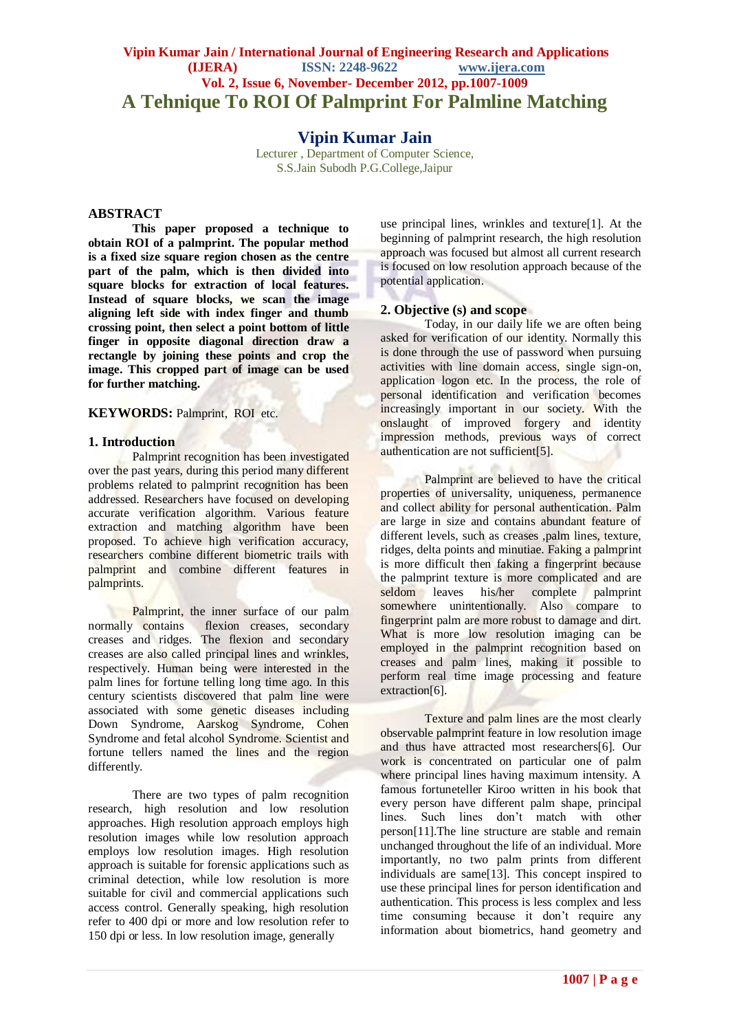# A Tehnique To ROI Of Palmprint For Palmline Matching

## Vipin Kumar Jain

Lecturer , Department of Computer Science,
S.S.Jain Subodh P.G.College,Jaipur

## ABSTRACT

**This paper proposed a technique to obtain ROI of a palmprint. The popular method is a fixed size square region chosen as the centre part of the palm, which is then divided into square blocks for extraction of local features. Instead of square blocks, we scan the image aligning left side with index finger and thumb crossing point, then select a point bottom of little finger in opposite diagonal direction draw a rectangle by joining these points and crop the image. This cropped part of image can be used for further matching.**

**KEYWORDS:** Palmprint, ROI etc.

## 1. Introduction

Palmprint recognition has been investigated over the past years, during this period many different problems related to palmprint recognition has been addressed. Researchers have focused on developing accurate verification algorithm. Various feature extraction and matching algorithm have been proposed. To achieve high verification accuracy, researchers combine different biometric trails with palmprint and combine different features in palmprints.

Palmprint, the inner surface of our palm normally contains flexion creases, secondary creases and ridges. The flexion and secondary creases are also called principal lines and wrinkles, respectively. Human being were interested in the palm lines for fortune telling long time ago. In this century scientists discovered that palm line were associated with some genetic diseases including Down Syndrome, Aarskog Syndrome, Cohen Syndrome and fetal alcohol Syndrome. Scientist and fortune tellers named the lines and the region differently.

There are two types of palm recognition research, high resolution and low resolution approaches. High resolution approach employs high resolution images while low resolution approach employs low resolution images. High resolution approach is suitable for forensic applications such as criminal detection, while low resolution is more suitable for civil and commercial applications such access control. Generally speaking, high resolution refer to 400 dpi or more and low resolution refer to 150 dpi or less. In low resolution image, generally use principal lines, wrinkles and texture[1]. At the beginning of palmprint research, the high resolution approach was focused but almost all current research is focused on low resolution approach because of the potential application.

## 2. Objective (s) and scope

Today, in our daily life we are often being asked for verification of our identity. Normally this is done through the use of password when pursuing activities with line domain access, single sign-on, application logon etc. In the process, the role of personal identification and verification becomes increasingly important in our society. With the onslaught of improved forgery and identity impression methods, previous ways of correct authentication are not sufficient[5].

Palmprint are believed to have the critical properties of universality, uniqueness, permanence and collect ability for personal authentication. Palm are large in size and contains abundant feature of different levels, such as creases ,palm lines, texture, ridges, delta points and minutiae. Faking a palmprint is more difficult then faking a fingerprint because the palmprint texture is more complicated and are seldom leaves his/her complete palmprint somewhere unintentionally. Also compare to fingerprint palm are more robust to damage and dirt. What is more low resolution imaging can be employed in the palmprint recognition based on creases and palm lines, making it possible to perform real time image processing and feature extraction[6].

Texture and palm lines are the most clearly observable palmprint feature in low resolution image and thus have attracted most researchers[6]. Our work is concentrated on particular one of palm where principal lines having maximum intensity. A famous fortuneteller Kiroo written in his book that every person have different palm shape, principal lines. Such lines don't match with other person[11].The line structure are stable and remain unchanged throughout the life of an individual. More importantly, no two palm prints from different individuals are same[13]. This concept inspired to use these principal lines for person identification and authentication. This process is less complex and less time consuming because it don't require any information about biometrics, hand geometry and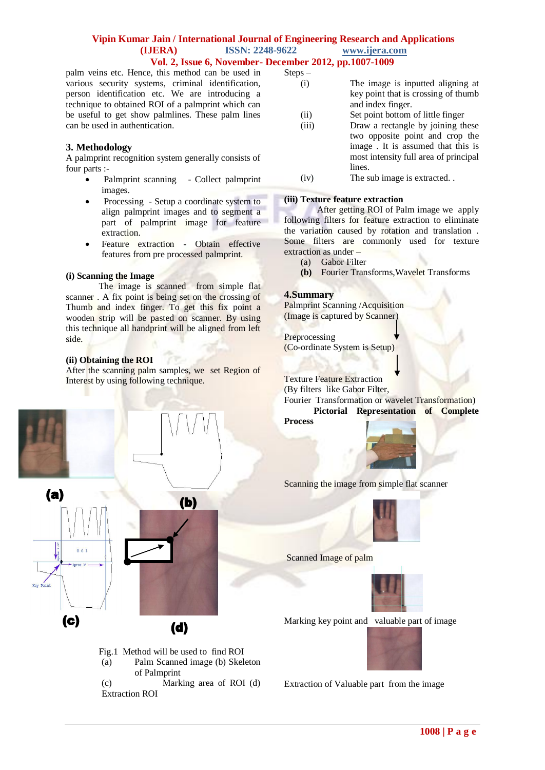palm veins etc. Hence, this method can be used in various security systems, criminal identification, person identification etc. We are introducing a technique to obtained ROI of a palmprint which can be useful to get show palmlines. These palm lines can be used in authentication.

## 3. Methodology

A palmprint recognition system generally consists of four parts :-

- Palmprint scanning - Collect palmprint images.
- Processing - Setup a coordinate system to align palmprint images and to segment a part of palmprint image for feature extraction.
- Feature extraction - Obtain effective features from pre processed palmprint.

### (i) Scanning the Image

The image is scanned from simple flat scanner . A fix point is being set on the crossing of Thumb and index finger. To get this fix point a wooden strip will be pasted on scanner. By using this technique all handprint will be aligned from left side.

### (ii) Obtaining the ROI

After the scanning palm samples, we set Region of Interest by using following technique.

Fig.1 Method will be used to find ROI
(a) Palm Scanned image (b) Skeleton of Palmprint
(c) Marking area of ROI (d) Extraction ROI

Steps –

(i) The image is inputted aligning at key point that is crossing of thumb and index finger.
(ii) Set point bottom of little finger
(iii) Draw a rectangle by joining these two opposite point and crop the image . It is assumed that this is most intensity full area of principal lines.
(iv) The sub image is extracted. .

### (iii) Texture feature extraction

After getting ROI of Palm image we apply following filters for feature extraction to eliminate the variation caused by rotation and translation . Some filters are commonly used for texture extraction as under –

(a) Gabor Filter
**(b)** Fourier Transforms,Wavelet Transforms

## 4.Summary

Palmprint Scanning /Acquisition
(Image is captured by Scanner)

↓

Preprocessing
(Co-ordinate System is Setup)

↓

Texture Feature Extraction
(By filters like Gabor Filter,
Fourier Transformation or wavelet Transformation)

**Pictorial Representation of Complete Process**

Scanning the image from simple flat scanner

Scanned Image of palm

Marking key point and valuable part of image

Extraction of Valuable part from the image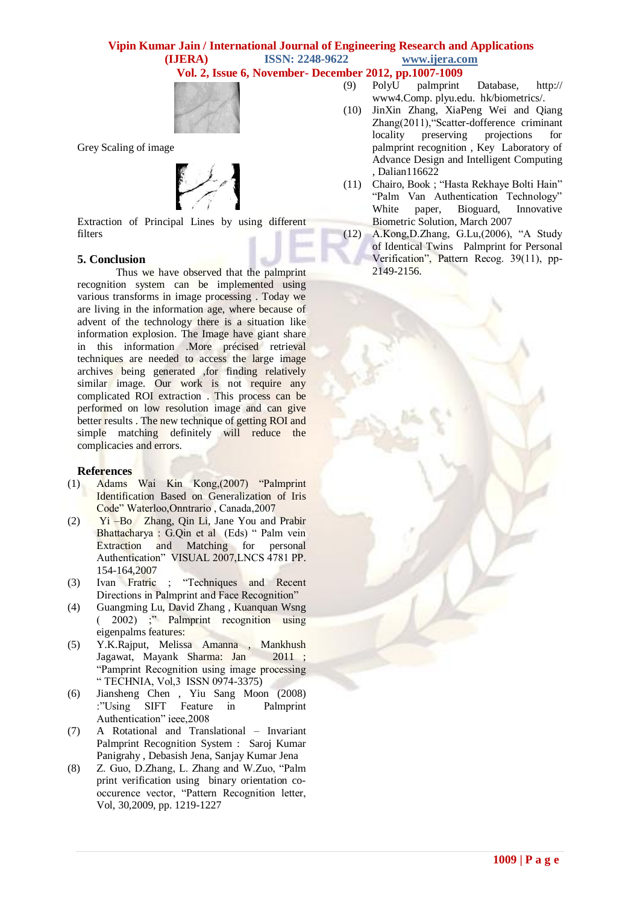Grey Scaling of image

Extraction of Principal Lines by using different filters

## 5. Conclusion

Thus we have observed that the palmprint recognition system can be implemented using various transforms in image processing . Today we are living in the information age, where because of advent of the technology there is a situation like information explosion. The Image have giant share in this information .More précised retrieval techniques are needed to access the large image archives being generated ,for finding relatively similar image. Our work is not require any complicated ROI extraction . This process can be performed on low resolution image and can give better results . The new technique of getting ROI and simple matching definitely will reduce the complicacies and errors.

## References

(1) Adams Wai Kin Kong,(2007) "Palmprint Identification Based on Generalization of Iris Code" Waterloo,Onntrario , Canada,2007

(2) Yi –Bo Zhang, Qin Li, Jane You and Prabir Bhattacharya : G.Qin et al (Eds) " Palm vein Extraction and Matching for personal Authentication" VISUAL 2007,LNCS 4781 PP. 154-164,2007

(3) Ivan Fratric ; "Techniques and Recent Directions in Palmprint and Face Recognition"

(4) Guangming Lu, David Zhang , Kuanquan Wsng ( 2002) ;" Palmprint recognition using eigenpalms features:

(5) Y.K.Rajput, Melissa Amanna , Mankhush Jagawat, Mayank Sharma: Jan 2011 ; "Pamprint Recognition using image processing " TECHNIA, Vol,3 ISSN 0974-3375)

(6) Jiansheng Chen , Yiu Sang Moon (2008) :"Using SIFT Feature in Palmprint Authentication" ieee,2008

(7) A Rotational and Translational – Invariant Palmprint Recognition System : Saroj Kumar Panigrahy , Debasish Jena, Sanjay Kumar Jena

(8) Z. Guo, D.Zhang, L. Zhang and W.Zuo, "Palm print verification using binary orientation co-occurence vector, "Pattern Recognition letter, Vol, 30,2009, pp. 1219-1227

(9) PolyU palmprint Database, http:// www4.Comp. plyu.edu. hk/biometrics/.

(10) JinXin Zhang, XiaPeng Wei and Qiang Zhang(2011),"Scatter-dofference criminant locality preserving projections for palmprint recognition , Key Laboratory of Advance Design and Intelligent Computing , Dalian116622

(11) Chairo, Book ; "Hasta Rekhaye Bolti Hain" "Palm Van Authentication Technology" White paper, Bioguard, Innovative Biometric Solution, March 2007

(12) A.Kong,D.Zhang, G.Lu,(2006), "A Study of Identical Twins Palmprint for Personal Verification", Pattern Recog. 39(11), pp-2149-2156.